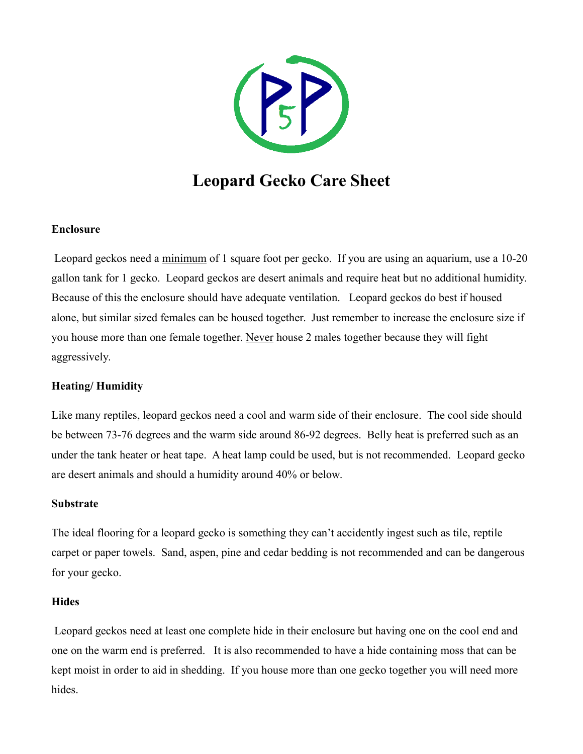# Leopard Gecko Care Sheet

**Enclosure**

Leopard geckos need a minimum of 1 square foot per gecko. If you are using an aquarium, use a 10-20 gallon tank for 1 gecko. Leopard geckos are desert animals and require heat but no additional humidity. Because of this the enclosure should have adequate ventilation. Leopard geckos do best if housed alone, but similar sized females can be housed together. Just remember to increase the enclosure size if you house more than one female together. Never house 2 males together because they will fight aggressively.

**Heating/ Humidity**

Like many reptiles, leopard geckos need a cool and warm side of their enclosure. The cool side should be between 73-76 degrees and the warm side around 86-92 degrees. Belly heat is preferred such as an under the tank heater or heat tape. A heat lamp could be used, but is not recommended. Leopard gecko are desert animals and should a humidity around 40% or below.

**Substrate**

The ideal flooring for a leopard gecko is something they can't accidently ingest such as tile, reptile carpet or paper towels. Sand, aspen, pine and cedar bedding is not recommended and can be dangerous for your gecko.

**Hides**

Leopard geckos need at least one complete hide in their enclosure but having one on the cool end and one on the warm end is preferred. It is also recommended to have a hide containing moss that can be kept moist in order to aid in shedding. If you house more than one gecko together you will need more hides.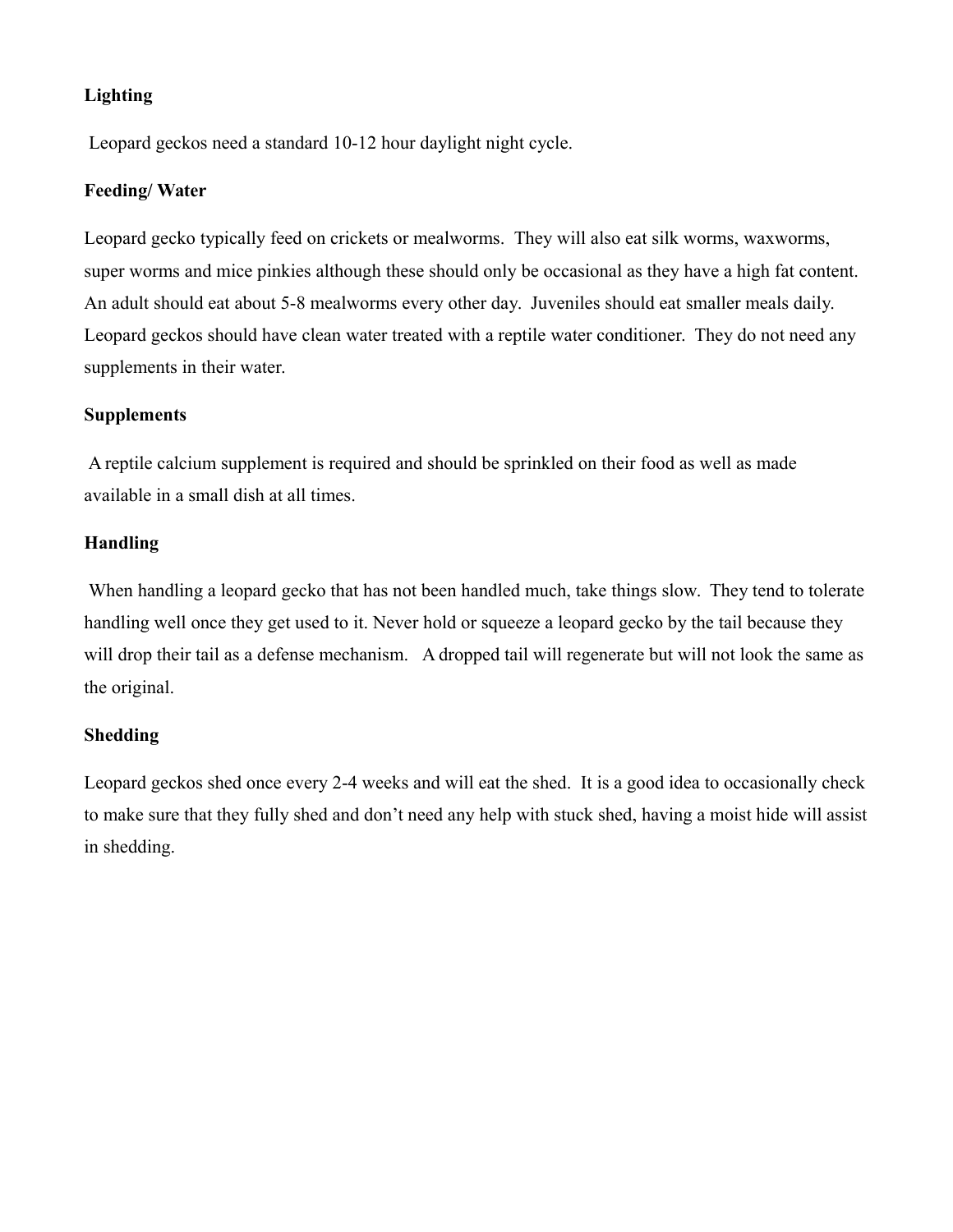**Lighting**

Leopard geckos need a standard 10-12 hour daylight night cycle.

**Feeding/ Water**

Leopard gecko typically feed on crickets or mealworms. They will also eat silk worms, waxworms, super worms and mice pinkies although these should only be occasional as they have a high fat content. An adult should eat about 5-8 mealworms every other day. Juveniles should eat smaller meals daily. Leopard geckos should have clean water treated with a reptile water conditioner. They do not need any supplements in their water.

**Supplements**

A reptile calcium supplement is required and should be sprinkled on their food as well as made available in a small dish at all times.

**Handling**

When handling a leopard gecko that has not been handled much, take things slow. They tend to tolerate handling well once they get used to it. Never hold or squeeze a leopard gecko by the tail because they will drop their tail as a defense mechanism. A dropped tail will regenerate but will not look the same as the original.

**Shedding**

Leopard geckos shed once every 2-4 weeks and will eat the shed. It is a good idea to occasionally check to make sure that they fully shed and don't need any help with stuck shed, having a moist hide will assist in shedding.